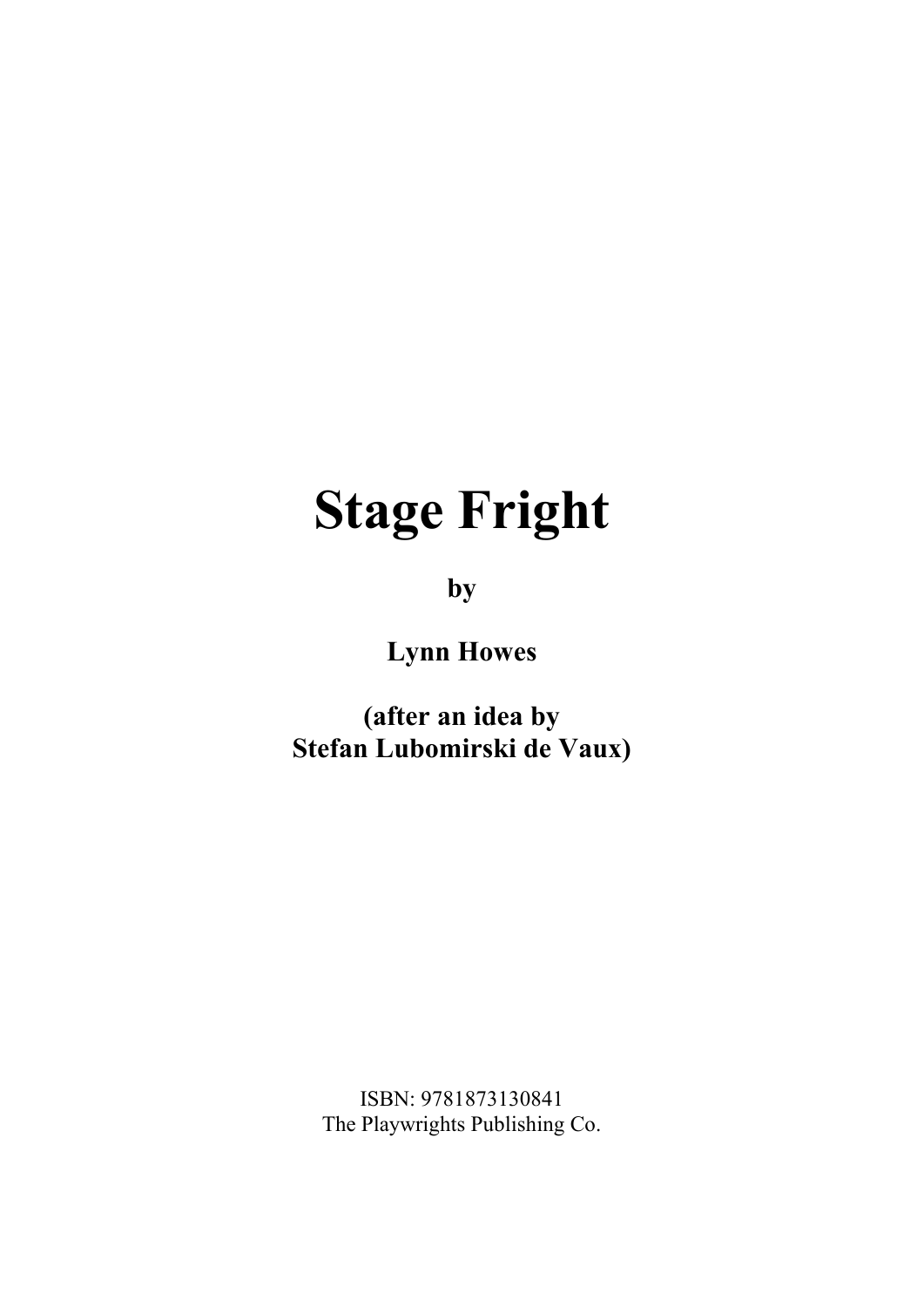# Stage Fright

**by**

**Lynn Howes**

**(after an idea by Stefan Lubomirski de Vaux)**

ISBN: 9781873130841
The Playwrights Publishing Co.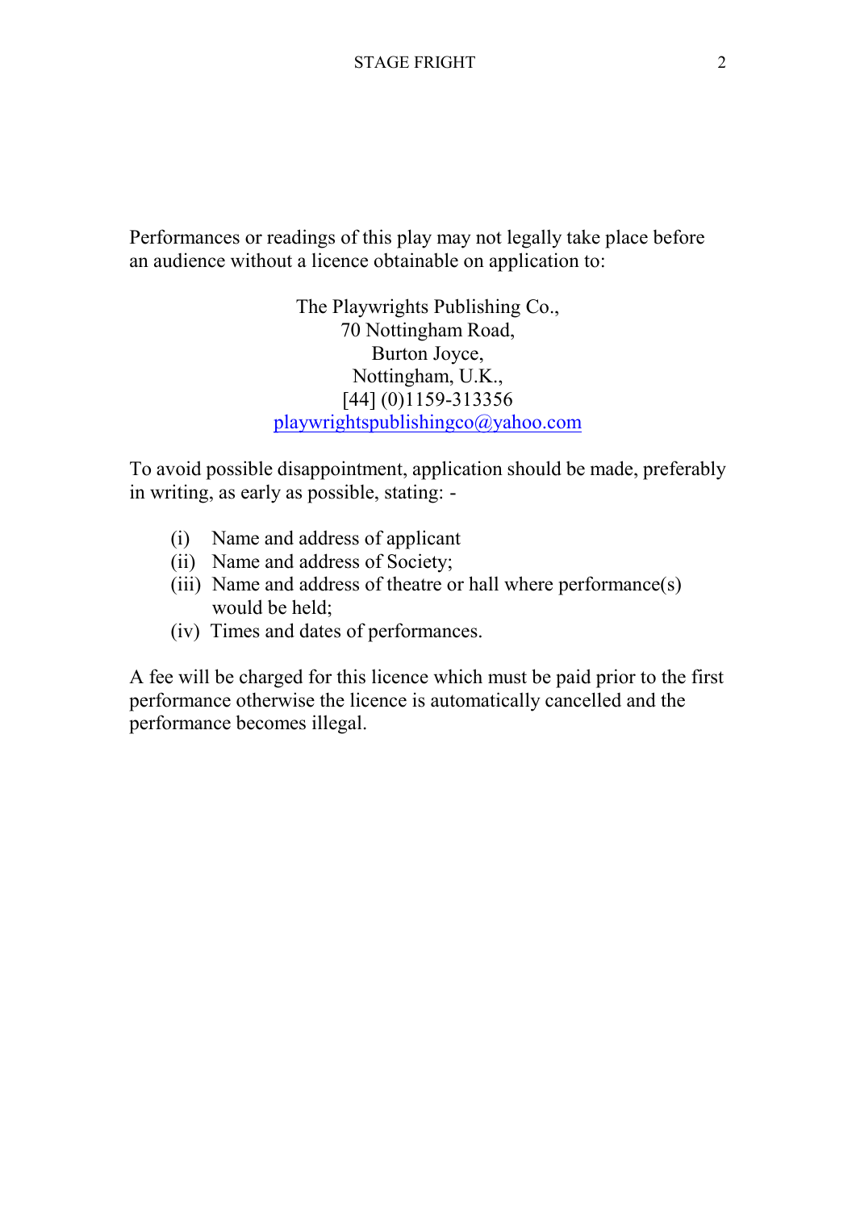Performances or readings of this play may not legally take place before an audience without a licence obtainable on application to:

The Playwrights Publishing Co.,
70 Nottingham Road,
Burton Joyce,
Nottingham, U.K.,
[44] (0)1159-313356
playwrightspublishingco@yahoo.com

To avoid possible disappointment, application should be made, preferably in writing, as early as possible, stating: -

(i) Name and address of applicant
(ii) Name and address of Society;
(iii) Name and address of theatre or hall where performance(s) would be held;
(iv) Times and dates of performances.

A fee will be charged for this licence which must be paid prior to the first performance otherwise the licence is automatically cancelled and the performance becomes illegal.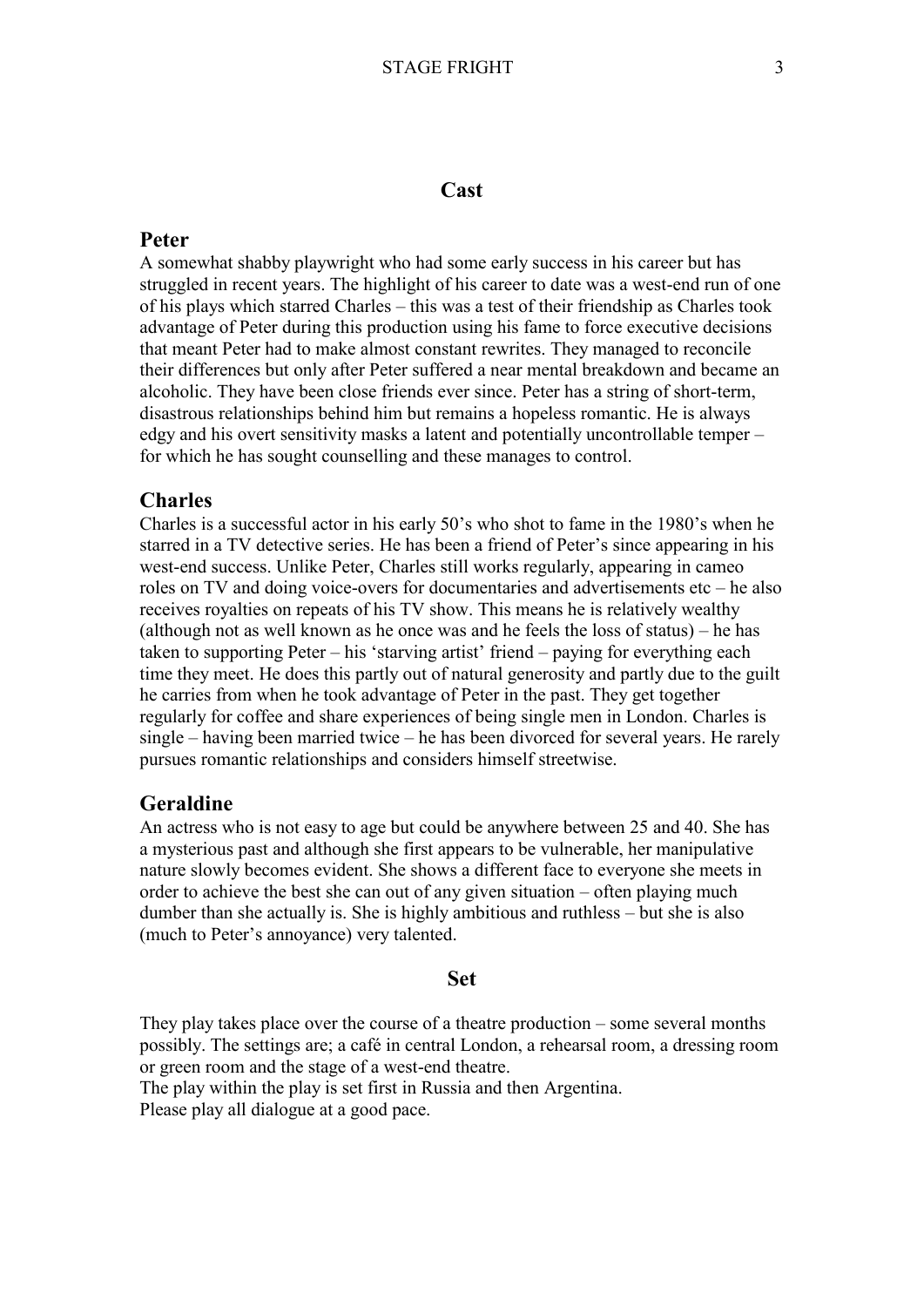## Cast

### Peter

A somewhat shabby playwright who had some early success in his career but has struggled in recent years. The highlight of his career to date was a west-end run of one of his plays which starred Charles – this was a test of their friendship as Charles took advantage of Peter during this production using his fame to force executive decisions that meant Peter had to make almost constant rewrites. They managed to reconcile their differences but only after Peter suffered a near mental breakdown and became an alcoholic. They have been close friends ever since. Peter has a string of short-term, disastrous relationships behind him but remains a hopeless romantic. He is always edgy and his overt sensitivity masks a latent and potentially uncontrollable temper – for which he has sought counselling and these manages to control.

### Charles

Charles is a successful actor in his early 50's who shot to fame in the 1980's when he starred in a TV detective series. He has been a friend of Peter's since appearing in his west-end success. Unlike Peter, Charles still works regularly, appearing in cameo roles on TV and doing voice-overs for documentaries and advertisements etc – he also receives royalties on repeats of his TV show. This means he is relatively wealthy (although not as well known as he once was and he feels the loss of status) – he has taken to supporting Peter – his 'starving artist' friend – paying for everything each time they meet. He does this partly out of natural generosity and partly due to the guilt he carries from when he took advantage of Peter in the past. They get together regularly for coffee and share experiences of being single men in London. Charles is single – having been married twice – he has been divorced for several years. He rarely pursues romantic relationships and considers himself streetwise.

### Geraldine

An actress who is not easy to age but could be anywhere between 25 and 40. She has a mysterious past and although she first appears to be vulnerable, her manipulative nature slowly becomes evident. She shows a different face to everyone she meets in order to achieve the best she can out of any given situation – often playing much dumber than she actually is. She is highly ambitious and ruthless – but she is also (much to Peter's annoyance) very talented.

## Set

They play takes place over the course of a theatre production – some several months possibly. The settings are; a café in central London, a rehearsal room, a dressing room or green room and the stage of a west-end theatre.
The play within the play is set first in Russia and then Argentina.
Please play all dialogue at a good pace.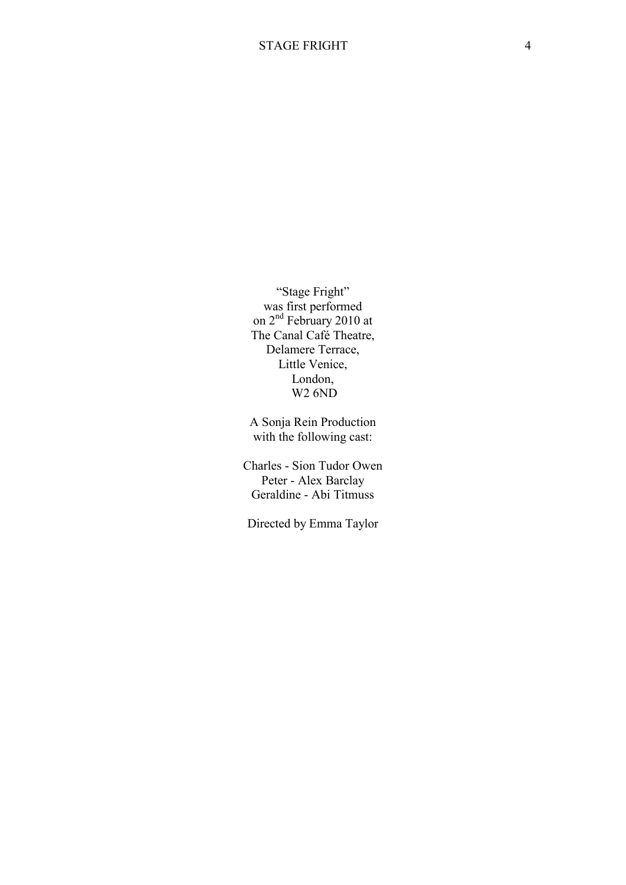"Stage Fright"
was first performed
on 2nd February 2010 at
The Canal Café Theatre,
Delamere Terrace,
Little Venice,
London,
W2 6ND

A Sonja Rein Production
with the following cast:

Charles - Sion Tudor Owen
Peter - Alex Barclay
Geraldine - Abi Titmuss

Directed by Emma Taylor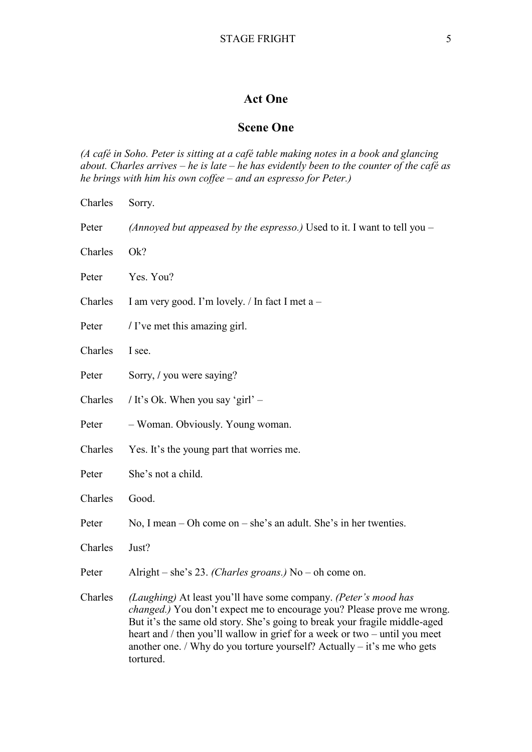## Act One

### Scene One

*(A café in Soho. Peter is sitting at a café table making notes in a book and glancing about. Charles arrives – he is late – he has evidently been to the counter of the café as he brings with him his own coffee – and an espresso for Peter.)*

Charles Sorry.

Peter *(Annoyed but appeased by the espresso.)* Used to it. I want to tell you –

Charles Ok?

Peter Yes. You?

Charles I am very good. I'm lovely. / In fact I met a –

Peter / I've met this amazing girl.

Charles I see.

Peter Sorry, / you were saying?

Charles / It's Ok. When you say 'girl' –

Peter – Woman. Obviously. Young woman.

Charles Yes. It's the young part that worries me.

Peter She's not a child.

Charles Good.

Peter No, I mean – Oh come on – she's an adult. She's in her twenties.

Charles Just?

Peter Alright – she's 23. *(Charles groans.)* No – oh come on.

Charles *(Laughing)* At least you'll have some company. *(Peter's mood has changed.)* You don't expect me to encourage you? Please prove me wrong. But it's the same old story. She's going to break your fragile middle-aged heart and / then you'll wallow in grief for a week or two – until you meet another one. / Why do you torture yourself? Actually – it's me who gets tortured.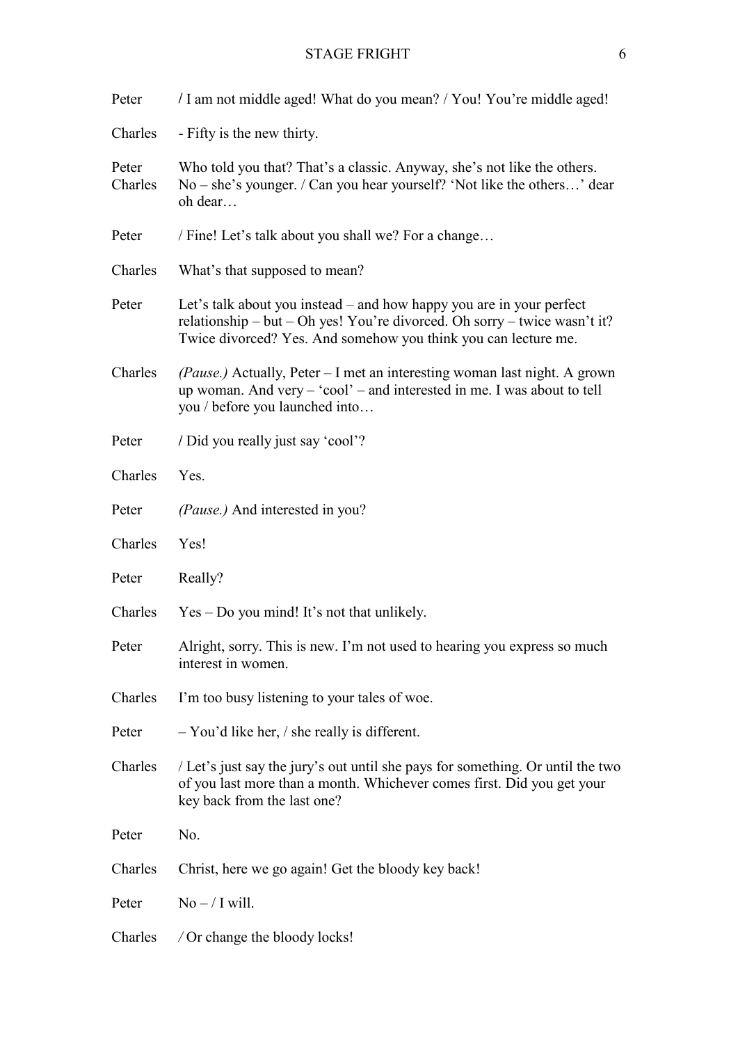Peter **/** I am not middle aged! What do you mean? / You! You're middle aged!

Charles - Fifty is the new thirty.

Peter Who told you that? That's a classic. Anyway, she's not like the others.
Charles No – she's younger. / Can you hear yourself? 'Not like the others…' dear oh dear…

Peter / Fine! Let's talk about you shall we? For a change…

Charles What's that supposed to mean?

Peter Let's talk about you instead – and how happy you are in your perfect relationship – but – Oh yes! You're divorced. Oh sorry – twice wasn't it? Twice divorced? Yes. And somehow you think you can lecture me.

Charles *(Pause.)* Actually, Peter – I met an interesting woman last night. A grown up woman. And very – 'cool' – and interested in me. I was about to tell you / before you launched into…

Peter **/** Did you really just say 'cool'?

Charles Yes.

Peter *(Pause.)* And interested in you?

Charles Yes!

Peter Really?

Charles Yes – Do you mind! It's not that unlikely.

Peter Alright, sorry. This is new. I'm not used to hearing you express so much interest in women.

Charles I'm too busy listening to your tales of woe.

Peter – You'd like her, / she really is different.

Charles / Let's just say the jury's out until she pays for something. Or until the two of you last more than a month. Whichever comes first. Did you get your key back from the last one?

Peter No.

Charles Christ, here we go again! Get the bloody key back!

Peter No – / I will.

Charles / Or change the bloody locks!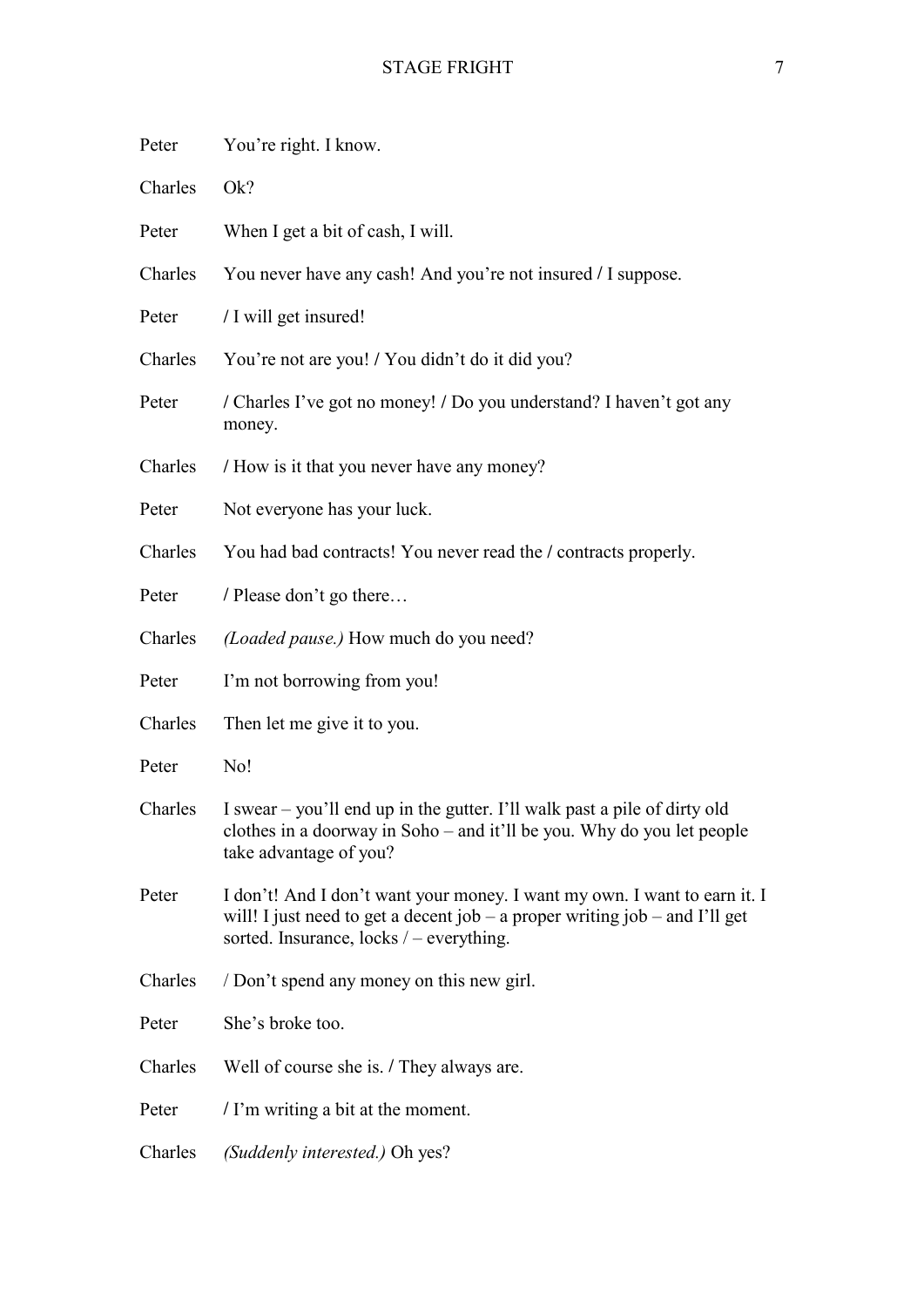Peter You're right. I know.

Charles Ok?

Peter When I get a bit of cash, I will.

Charles You never have any cash! And you're not insured / I suppose.

Peter / I will get insured!

Charles You're not are you! / You didn't do it did you?

Peter / Charles I've got no money! / Do you understand? I haven't got any money.

Charles / How is it that you never have any money?

Peter Not everyone has your luck.

Charles You had bad contracts! You never read the / contracts properly.

Peter / Please don't go there…

Charles *(Loaded pause.)* How much do you need?

Peter I'm not borrowing from you!

Charles Then let me give it to you.

Peter No!

Charles I swear – you'll end up in the gutter. I'll walk past a pile of dirty old clothes in a doorway in Soho – and it'll be you. Why do you let people take advantage of you?

Peter I don't! And I don't want your money. I want my own. I want to earn it. I will! I just need to get a decent job – a proper writing job – and I'll get sorted. Insurance, locks / – everything.

Charles / Don't spend any money on this new girl.

Peter She's broke too.

Charles Well of course she is. / They always are.

Peter / I'm writing a bit at the moment.

Charles *(Suddenly interested.)* Oh yes?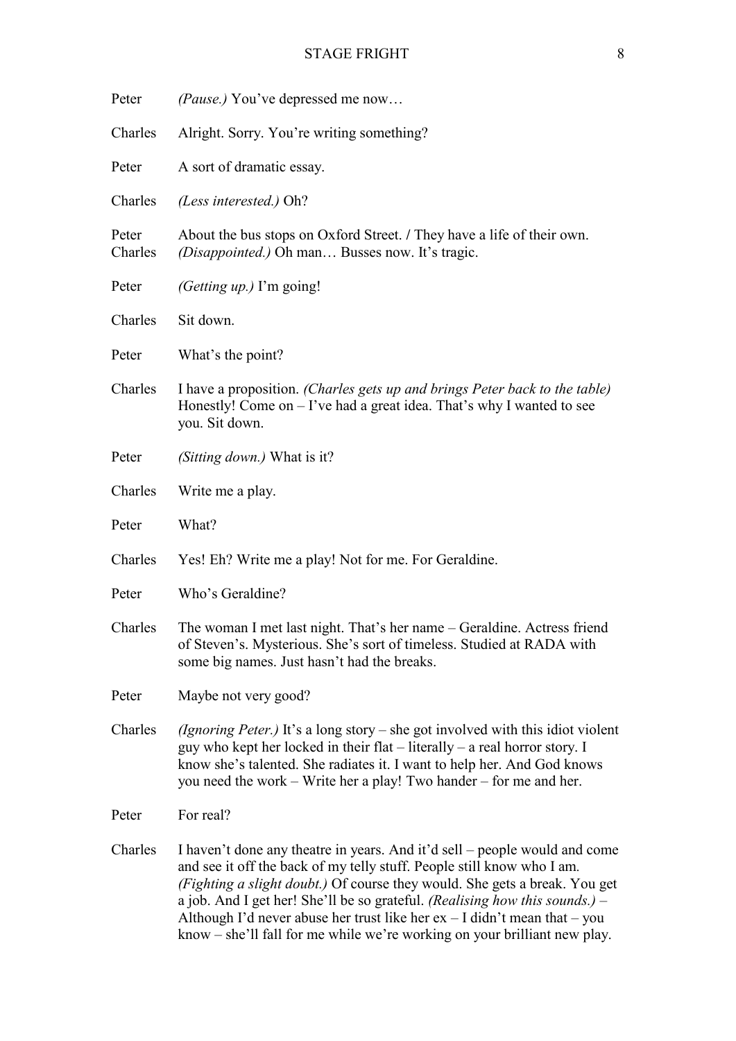**Peter** *(Pause.)* You've depressed me now…

**Charles** Alright. Sorry. You're writing something?

**Peter** A sort of dramatic essay.

**Charles** *(Less interested.)* Oh?

**Peter** About the bus stops on Oxford Street. / They have a life of their own.
**Charles** *(Disappointed.)* Oh man… Busses now. It's tragic.

**Peter** *(Getting up.)* I'm going!

**Charles** Sit down.

**Peter** What's the point?

**Charles** I have a proposition. *(Charles gets up and brings Peter back to the table)* Honestly! Come on – I've had a great idea. That's why I wanted to see you. Sit down.

**Peter** *(Sitting down.)* What is it?

**Charles** Write me a play.

**Peter** What?

**Charles** Yes! Eh? Write me a play! Not for me. For Geraldine.

**Peter** Who's Geraldine?

**Charles** The woman I met last night. That's her name – Geraldine. Actress friend of Steven's. Mysterious. She's sort of timeless. Studied at RADA with some big names. Just hasn't had the breaks.

**Peter** Maybe not very good?

**Charles** *(Ignoring Peter.)* It's a long story – she got involved with this idiot violent guy who kept her locked in their flat – literally – a real horror story. I know she's talented. She radiates it. I want to help her. And God knows you need the work – Write her a play! Two hander – for me and her.

**Peter** For real?

**Charles** I haven't done any theatre in years. And it'd sell – people would and come and see it off the back of my telly stuff. People still know who I am. *(Fighting a slight doubt.)* Of course they would. She gets a break. You get a job. And I get her! She'll be so grateful. *(Realising how this sounds.)* – Although I'd never abuse her trust like her ex – I didn't mean that – you know – she'll fall for me while we're working on your brilliant new play.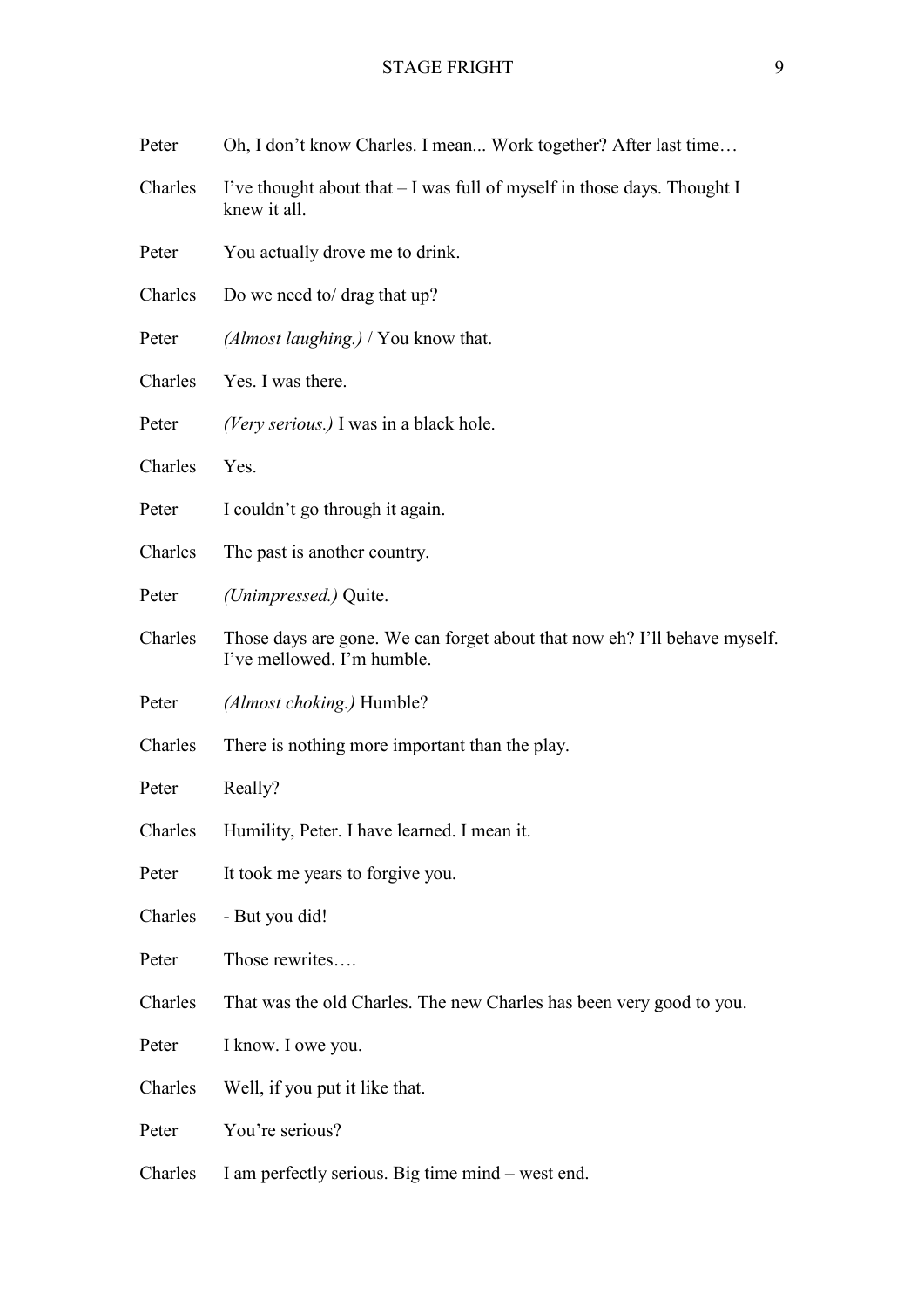Peter Oh, I don't know Charles. I mean... Work together? After last time…

Charles I've thought about that – I was full of myself in those days. Thought I knew it all.

Peter You actually drove me to drink.

Charles Do we need to/ drag that up?

Peter *(Almost laughing.)* / You know that.

Charles Yes. I was there.

Peter *(Very serious.)* I was in a black hole.

Charles Yes.

Peter I couldn't go through it again.

Charles The past is another country.

Peter *(Unimpressed.)* Quite.

Charles Those days are gone. We can forget about that now eh? I'll behave myself. I've mellowed. I'm humble.

Peter *(Almost choking.)* Humble?

Charles There is nothing more important than the play.

Peter Really?

Charles Humility, Peter. I have learned. I mean it.

Peter It took me years to forgive you.

Charles - But you did!

Peter Those rewrites….

Charles That was the old Charles. The new Charles has been very good to you.

Peter I know. I owe you.

Charles Well, if you put it like that.

Peter You're serious?

Charles I am perfectly serious. Big time mind – west end.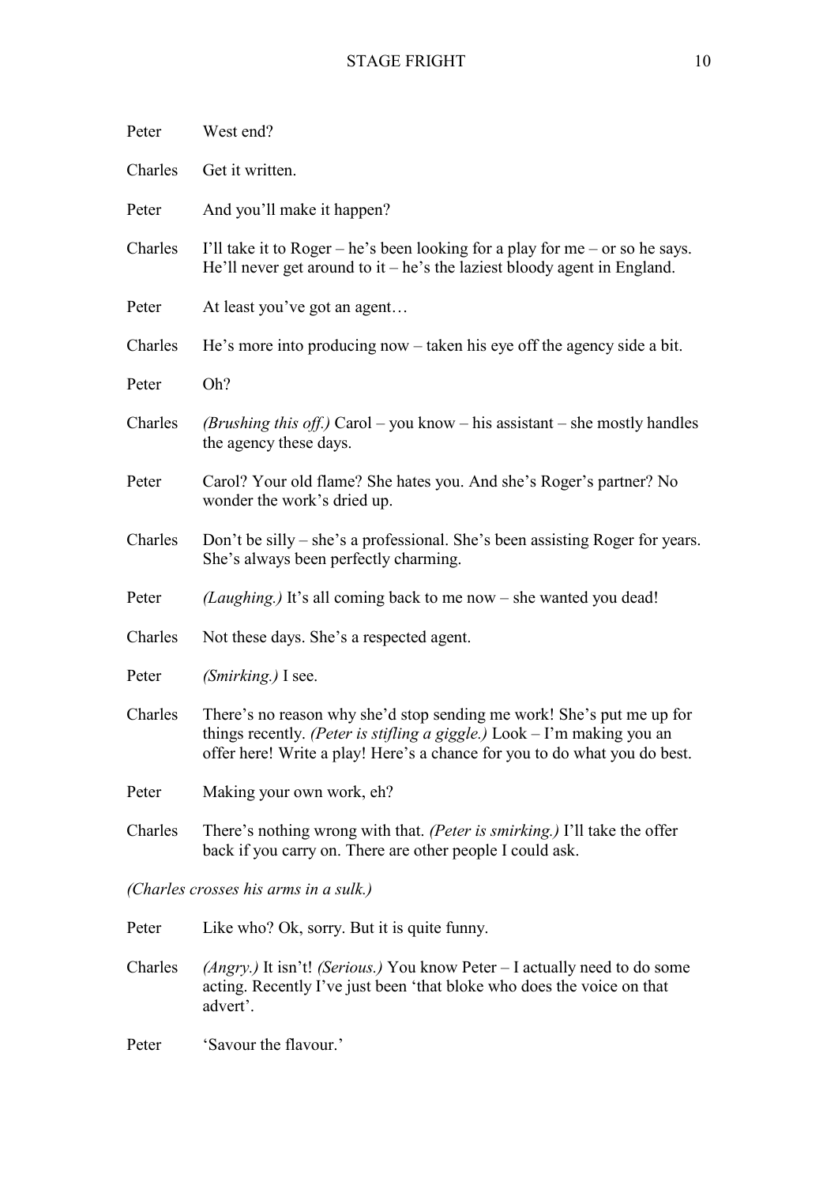Peter West end?

Charles Get it written.

Peter And you'll make it happen?

Charles I'll take it to Roger – he's been looking for a play for me – or so he says. He'll never get around to it – he's the laziest bloody agent in England.

Peter At least you've got an agent…

Charles He's more into producing now – taken his eye off the agency side a bit.

Peter Oh?

Charles *(Brushing this off.)* Carol – you know – his assistant – she mostly handles the agency these days.

Peter Carol? Your old flame? She hates you. And she's Roger's partner? No wonder the work's dried up.

Charles Don't be silly – she's a professional. She's been assisting Roger for years. She's always been perfectly charming.

Peter *(Laughing.)* It's all coming back to me now – she wanted you dead!

Charles Not these days. She's a respected agent.

Peter *(Smirking.)* I see.

Charles There's no reason why she'd stop sending me work! She's put me up for things recently. *(Peter is stifling a giggle.)* Look – I'm making you an offer here! Write a play! Here's a chance for you to do what you do best.

Peter Making your own work, eh?

Charles There's nothing wrong with that. *(Peter is smirking.)* I'll take the offer back if you carry on. There are other people I could ask.

*(Charles crosses his arms in a sulk.)*

Peter Like who? Ok, sorry. But it is quite funny.

Charles *(Angry.)* It isn't! *(Serious.)* You know Peter – I actually need to do some acting. Recently I've just been 'that bloke who does the voice on that advert'.

Peter 'Savour the flavour.'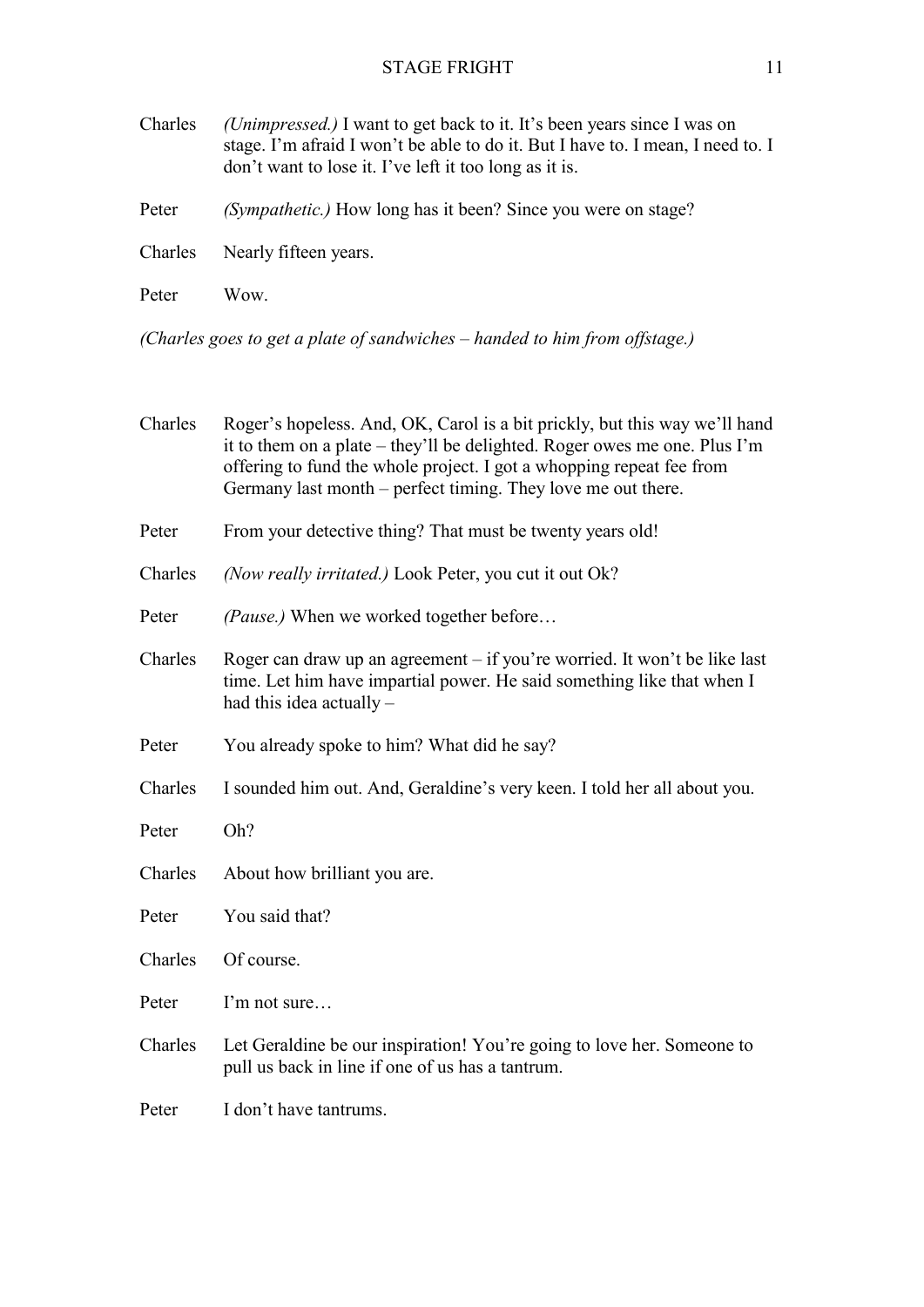Charles *(Unimpressed.)* I want to get back to it. It's been years since I was on stage. I'm afraid I won't be able to do it. But I have to. I mean, I need to. I don't want to lose it. I've left it too long as it is.

Peter *(Sympathetic.)* How long has it been? Since you were on stage?

Charles Nearly fifteen years.

Peter Wow.

*(Charles goes to get a plate of sandwiches – handed to him from offstage.)*

Charles Roger's hopeless. And, OK, Carol is a bit prickly, but this way we'll hand it to them on a plate – they'll be delighted. Roger owes me one. Plus I'm offering to fund the whole project. I got a whopping repeat fee from Germany last month – perfect timing. They love me out there.

Peter From your detective thing? That must be twenty years old!

Charles *(Now really irritated.)* Look Peter, you cut it out Ok?

Peter *(Pause.)* When we worked together before…

Charles Roger can draw up an agreement – if you're worried. It won't be like last time. Let him have impartial power. He said something like that when I had this idea actually –

Peter You already spoke to him? What did he say?

Charles I sounded him out. And, Geraldine's very keen. I told her all about you.

Peter Oh?

Charles About how brilliant you are.

Peter You said that?

Charles Of course.

Peter I'm not sure…

Charles Let Geraldine be our inspiration! You're going to love her. Someone to pull us back in line if one of us has a tantrum.

Peter I don't have tantrums.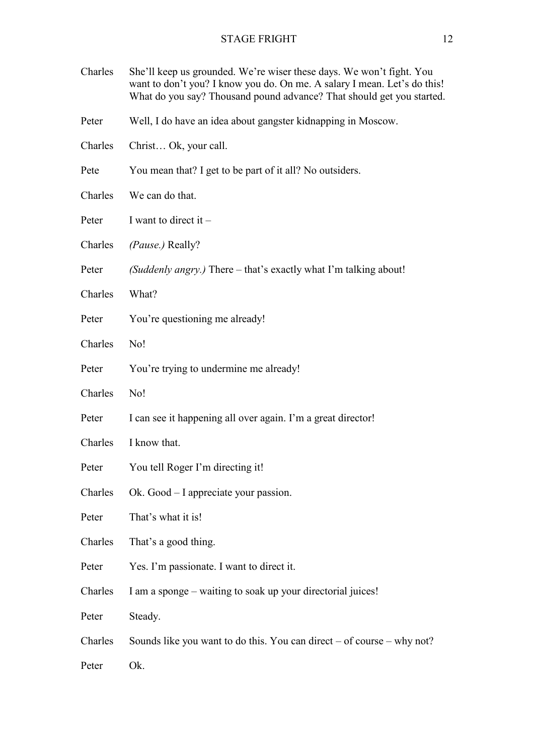Charles She'll keep us grounded. We're wiser these days. We won't fight. You want to don't you? I know you do. On me. A salary I mean. Let's do this! What do you say? Thousand pound advance? That should get you started.

Peter Well, I do have an idea about gangster kidnapping in Moscow.

Charles Christ… Ok, your call.

Pete You mean that? I get to be part of it all? No outsiders.

Charles We can do that.

Peter I want to direct it –

Charles *(Pause.)* Really?

Peter *(Suddenly angry.)* There – that's exactly what I'm talking about!

Charles What?

Peter You're questioning me already!

Charles No!

Peter You're trying to undermine me already!

Charles No!

Peter I can see it happening all over again. I'm a great director!

Charles I know that.

Peter You tell Roger I'm directing it!

Charles Ok. Good – I appreciate your passion.

Peter That's what it is!

Charles That's a good thing.

Peter Yes. I'm passionate. I want to direct it.

Charles I am a sponge – waiting to soak up your directorial juices!

Peter Steady.

Charles Sounds like you want to do this. You can direct – of course – why not?

Peter Ok.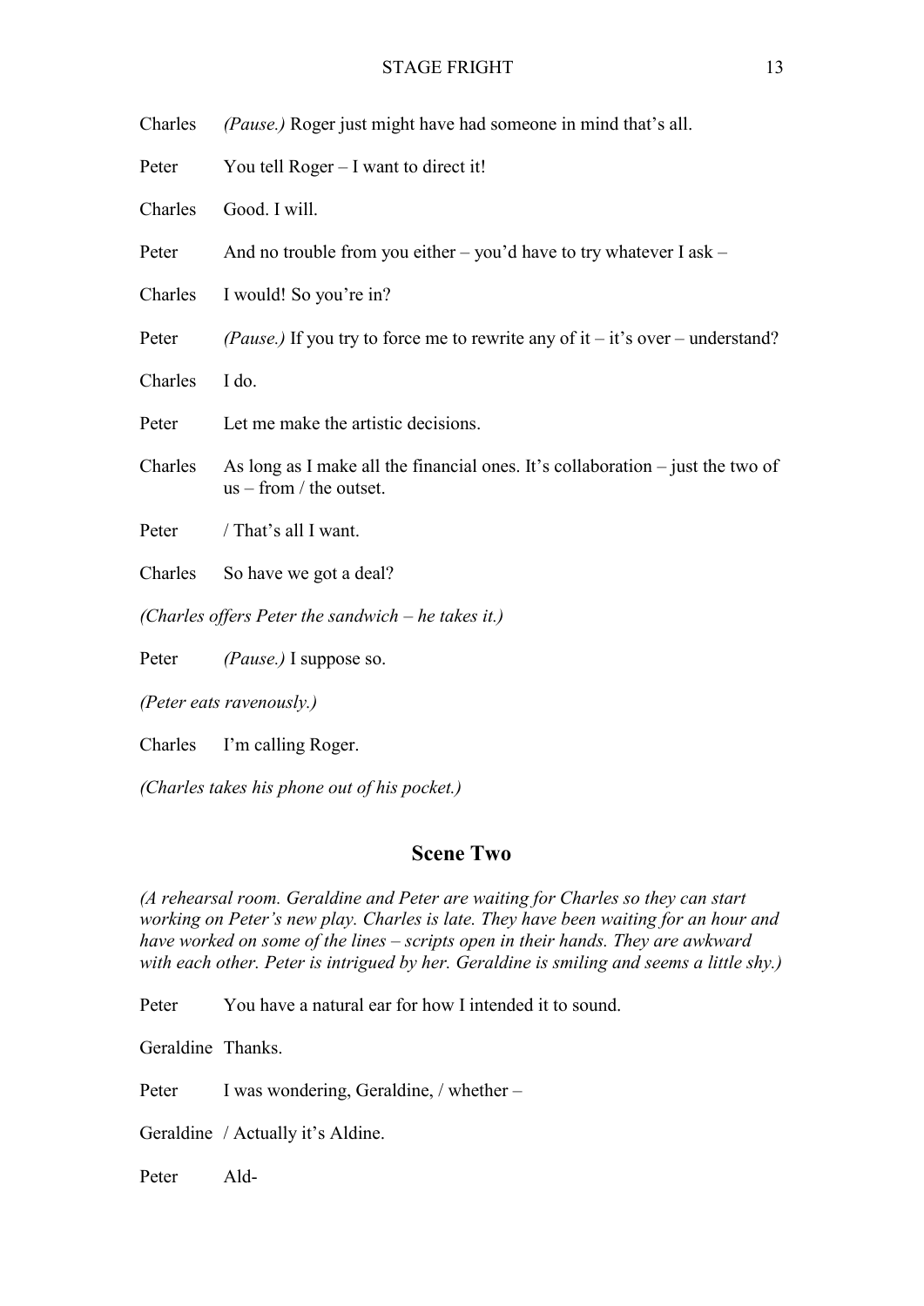Charles *(Pause.)* Roger just might have had someone in mind that's all.

Peter You tell Roger – I want to direct it!

Charles Good. I will.

Peter And no trouble from you either – you'd have to try whatever I ask –

Charles I would! So you're in?

Peter *(Pause.)* If you try to force me to rewrite any of it – it's over – understand?

Charles I do.

Peter Let me make the artistic decisions.

Charles As long as I make all the financial ones. It's collaboration – just the two of us – from / the outset.

Peter / That's all I want.

Charles So have we got a deal?

*(Charles offers Peter the sandwich – he takes it.)*

Peter *(Pause.)* I suppose so.

*(Peter eats ravenously.)*

Charles I'm calling Roger.

*(Charles takes his phone out of his pocket.)*

## Scene Two

*(A rehearsal room. Geraldine and Peter are waiting for Charles so they can start working on Peter's new play. Charles is late. They have been waiting for an hour and have worked on some of the lines – scripts open in their hands. They are awkward with each other. Peter is intrigued by her. Geraldine is smiling and seems a little shy.)*

Peter You have a natural ear for how I intended it to sound.

Geraldine Thanks.

Peter I was wondering, Geraldine, / whether –

Geraldine / Actually it's Aldine.

Peter Ald-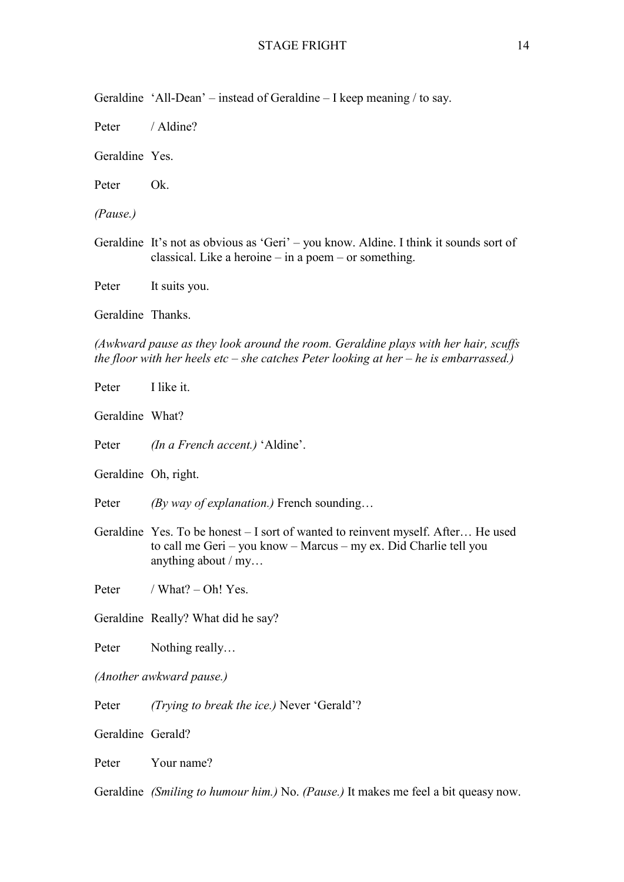Geraldine 'All-Dean' – instead of Geraldine – I keep meaning / to say.

Peter / Aldine?

Geraldine Yes.

Peter Ok.

*(Pause.)*

Geraldine It's not as obvious as 'Geri' – you know. Aldine. I think it sounds sort of classical. Like a heroine – in a poem – or something.

Peter It suits you.

Geraldine Thanks.

*(Awkward pause as they look around the room. Geraldine plays with her hair, scuffs the floor with her heels etc – she catches Peter looking at her – he is embarrassed.)*

Peter I like it.

Geraldine What?

Peter *(In a French accent.)* 'Aldine'.

Geraldine Oh, right.

Peter *(By way of explanation.)* French sounding…

Geraldine Yes. To be honest – I sort of wanted to reinvent myself. After… He used to call me Geri – you know – Marcus – my ex. Did Charlie tell you anything about / my…

Peter / What? – Oh! Yes.

Geraldine Really? What did he say?

Peter Nothing really…

*(Another awkward pause.)*

Peter *(Trying to break the ice.)* Never 'Gerald'?

Geraldine Gerald?

Peter Your name?

Geraldine *(Smiling to humour him.)* No. *(Pause.)* It makes me feel a bit queasy now.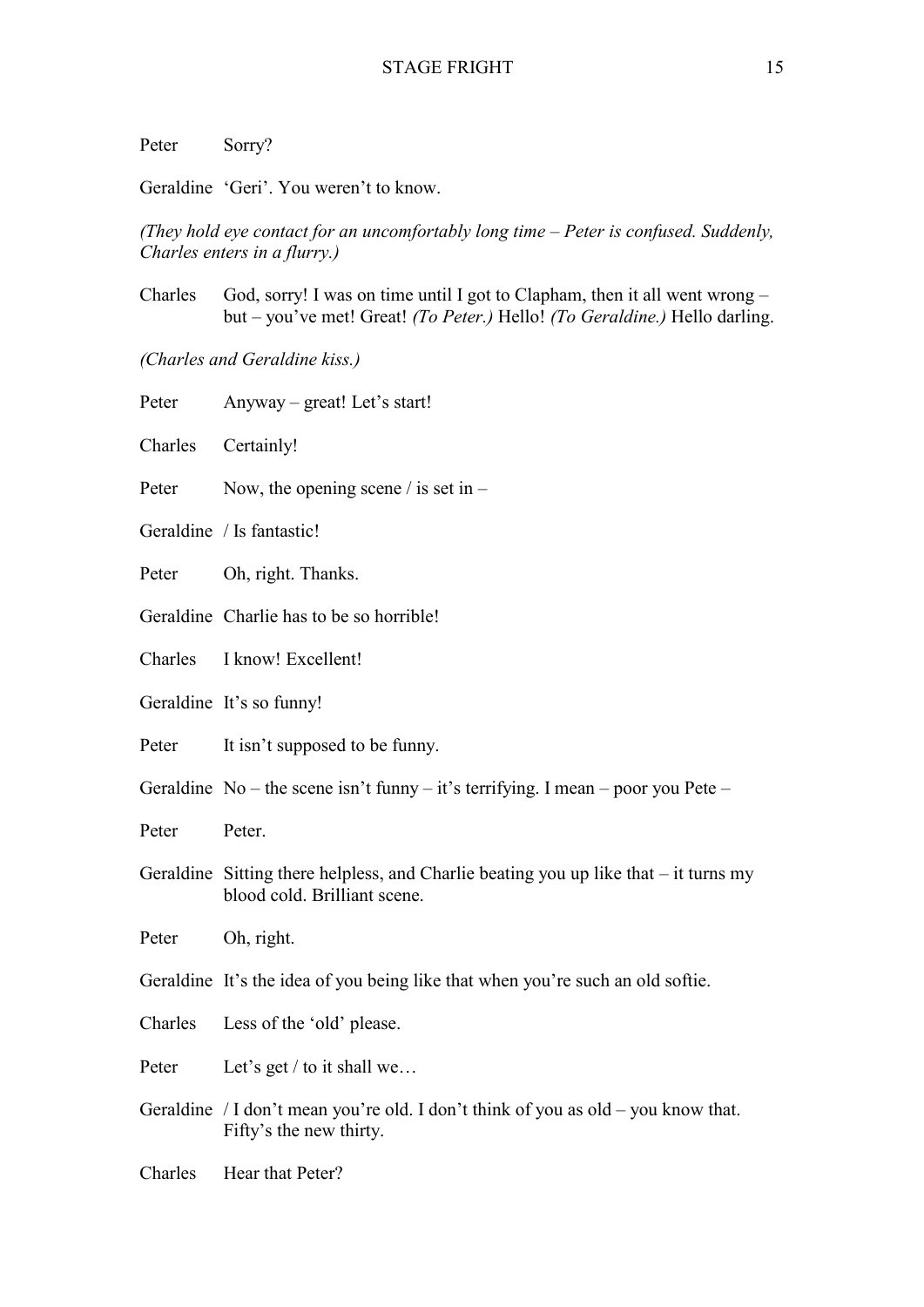Peter Sorry?

Geraldine 'Geri'. You weren't to know.

*(They hold eye contact for an uncomfortably long time – Peter is confused. Suddenly, Charles enters in a flurry.)*

Charles God, sorry! I was on time until I got to Clapham, then it all went wrong – but – you've met! Great! *(To Peter.)* Hello! *(To Geraldine.)* Hello darling.

*(Charles and Geraldine kiss.)*

Peter Anyway – great! Let's start!

Charles Certainly!

Peter Now, the opening scene / is set in –

Geraldine / Is fantastic!

Peter Oh, right. Thanks.

Geraldine Charlie has to be so horrible!

Charles I know! Excellent!

Geraldine It's so funny!

Peter It isn't supposed to be funny.

Geraldine No – the scene isn't funny – it's terrifying. I mean – poor you Pete –

Peter Peter.

Geraldine Sitting there helpless, and Charlie beating you up like that – it turns my blood cold. Brilliant scene.

Peter Oh, right.

Geraldine It's the idea of you being like that when you're such an old softie.

Charles Less of the 'old' please.

Peter Let's get / to it shall we…

Geraldine / I don't mean you're old. I don't think of you as old – you know that. Fifty's the new thirty.

Charles Hear that Peter?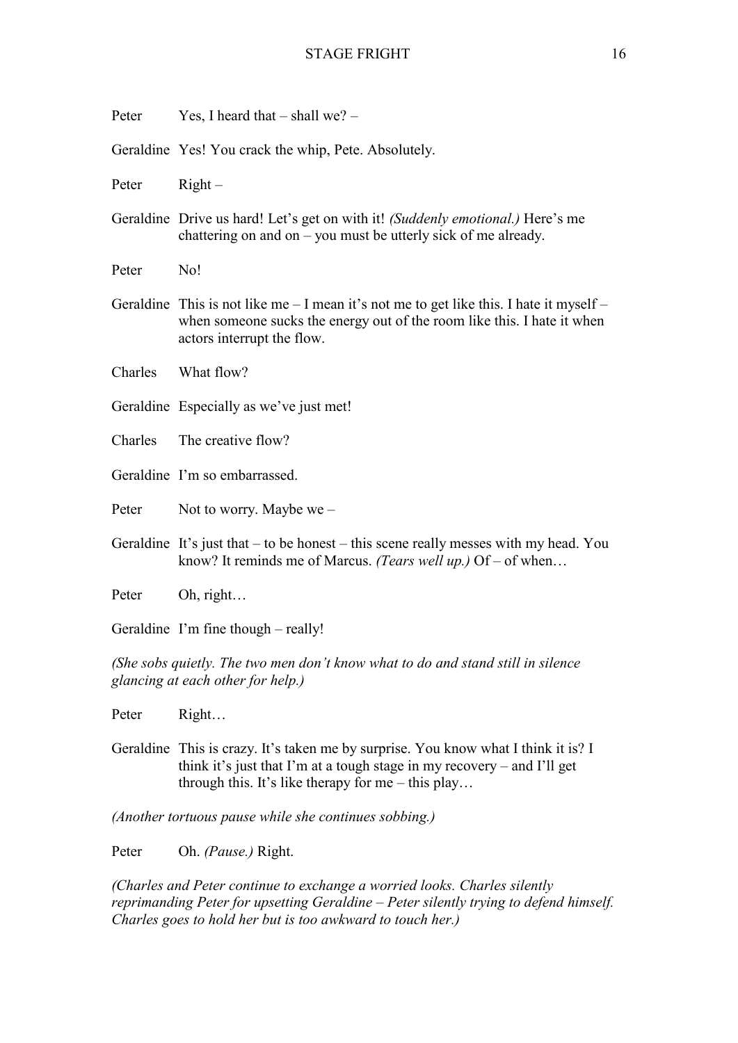Peter Yes, I heard that – shall we? –

Geraldine Yes! You crack the whip, Pete. Absolutely.

Peter Right –

Geraldine Drive us hard! Let's get on with it! *(Suddenly emotional.)* Here's me chattering on and on – you must be utterly sick of me already.

Peter No!

Geraldine This is not like me – I mean it's not me to get like this. I hate it myself – when someone sucks the energy out of the room like this. I hate it when actors interrupt the flow.

Charles What flow?

Geraldine Especially as we've just met!

Charles The creative flow?

Geraldine I'm so embarrassed.

Peter Not to worry. Maybe we –

Geraldine It's just that – to be honest – this scene really messes with my head. You know? It reminds me of Marcus. *(Tears well up.)* Of – of when…

Peter Oh, right…

Geraldine I'm fine though – really!

*(She sobs quietly. The two men don't know what to do and stand still in silence glancing at each other for help.)*

Peter Right…

Geraldine This is crazy. It's taken me by surprise. You know what I think it is? I think it's just that I'm at a tough stage in my recovery – and I'll get through this. It's like therapy for me – this play…

*(Another tortuous pause while she continues sobbing.)*

Peter Oh. *(Pause.)* Right.

*(Charles and Peter continue to exchange a worried looks. Charles silently reprimanding Peter for upsetting Geraldine – Peter silently trying to defend himself. Charles goes to hold her but is too awkward to touch her.)*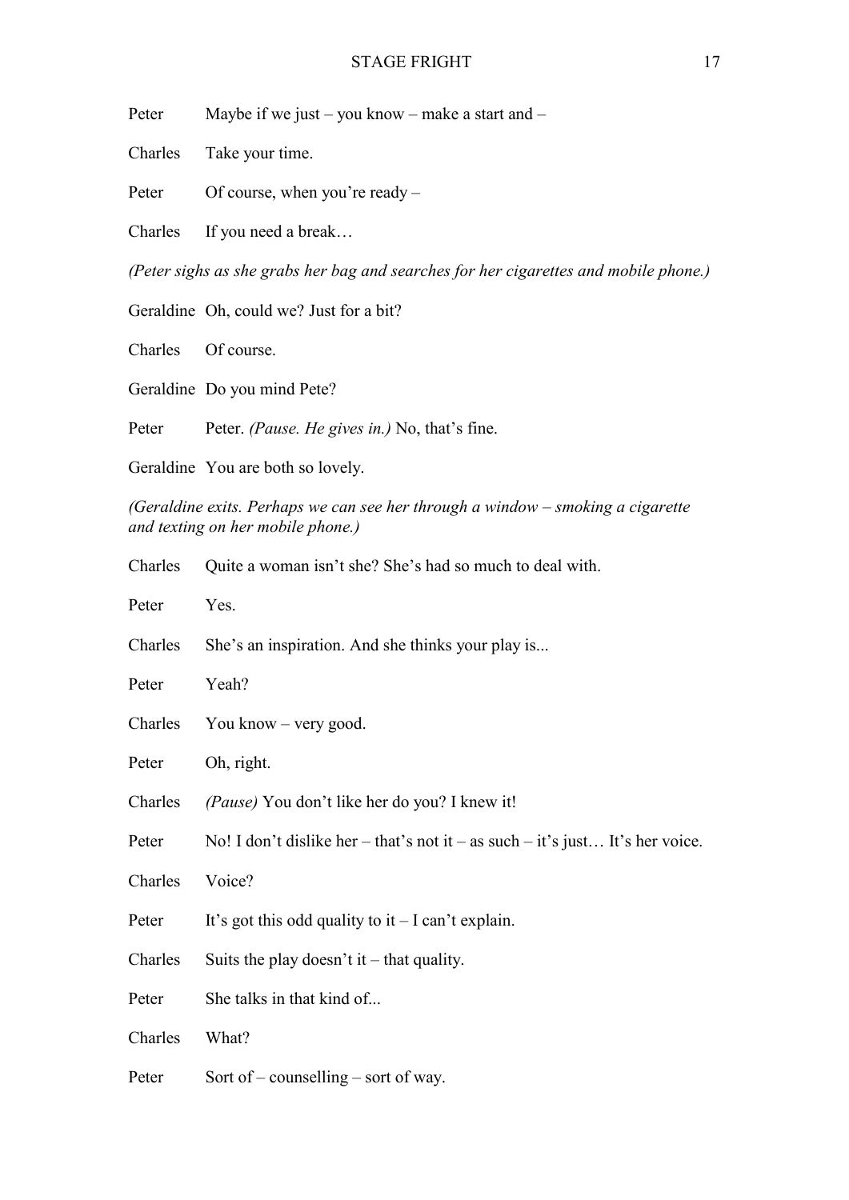Peter	Maybe if we just – you know – make a start and –

Charles	Take your time.

Peter	Of course, when you're ready –

Charles	If you need a break…

*(Peter sighs as she grabs her bag and searches for her cigarettes and mobile phone.)*

Geraldine	Oh, could we? Just for a bit?

Charles	Of course.

Geraldine	Do you mind Pete?

Peter	Peter. *(Pause. He gives in.)* No, that's fine.

Geraldine	You are both so lovely.

*(Geraldine exits. Perhaps we can see her through a window – smoking a cigarette and texting on her mobile phone.)*

Charles	Quite a woman isn't she? She's had so much to deal with.

Peter	Yes.

Charles	She's an inspiration. And she thinks your play is...

Peter	Yeah?

Charles	You know – very good.

Peter	Oh, right.

Charles	*(Pause)* You don't like her do you? I knew it!

Peter	No! I don't dislike her – that's not it – as such – it's just… It's her voice.

Charles	Voice?

Peter	It's got this odd quality to it – I can't explain.

Charles	Suits the play doesn't it – that quality.

Peter	She talks in that kind of...

Charles	What?

Peter	Sort of – counselling – sort of way.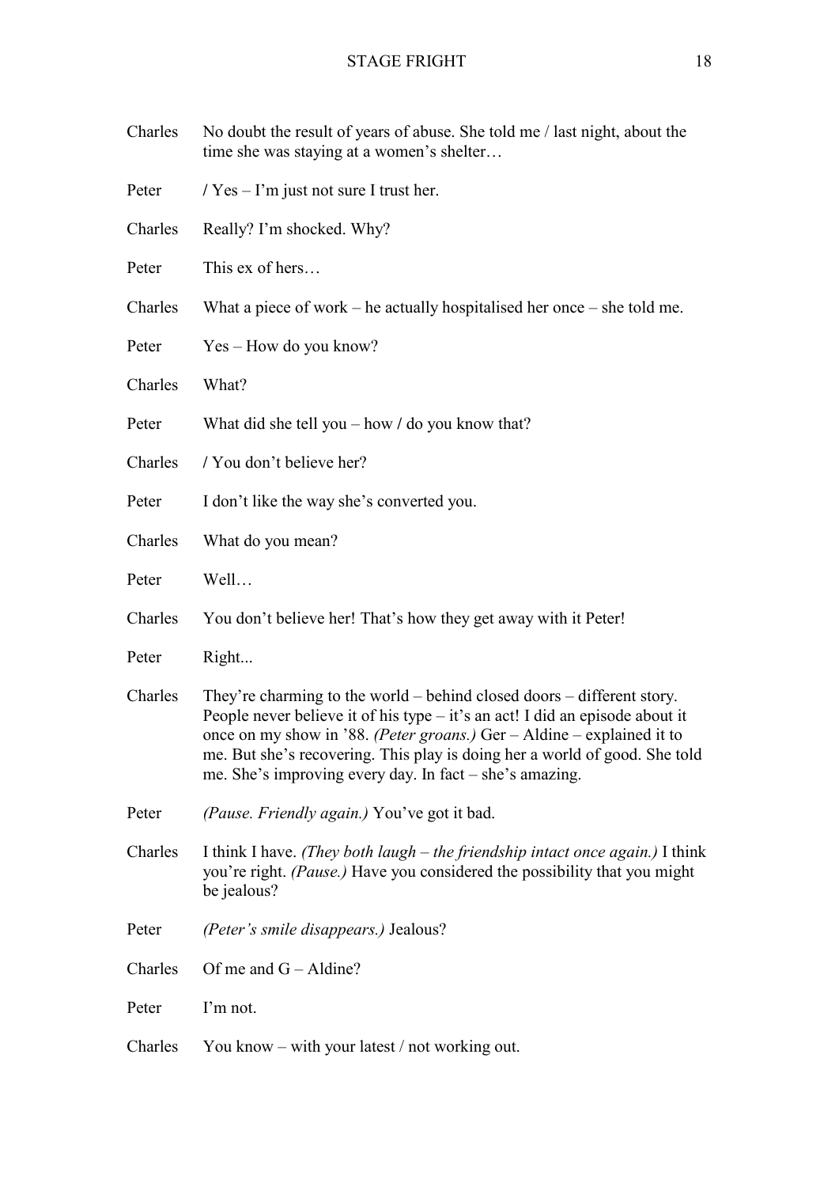Charles No doubt the result of years of abuse. She told me / last night, about the time she was staying at a women's shelter…

Peter / Yes – I'm just not sure I trust her.

Charles Really? I'm shocked. Why?

Peter This ex of hers…

Charles What a piece of work – he actually hospitalised her once – she told me.

Peter Yes – How do you know?

Charles What?

Peter What did she tell you – how / do you know that?

Charles / You don't believe her?

Peter I don't like the way she's converted you.

Charles What do you mean?

Peter Well…

Charles You don't believe her! That's how they get away with it Peter!

Peter Right...

Charles They're charming to the world – behind closed doors – different story. People never believe it of his type – it's an act! I did an episode about it once on my show in '88. *(Peter groans.)* Ger – Aldine – explained it to me. But she's recovering. This play is doing her a world of good. She told me. She's improving every day. In fact – she's amazing.

Peter *(Pause. Friendly again.)* You've got it bad.

Charles I think I have. *(They both laugh – the friendship intact once again.)* I think you're right. *(Pause.)* Have you considered the possibility that you might be jealous?

Peter *(Peter's smile disappears.)* Jealous?

Charles Of me and G – Aldine?

Peter I'm not.

Charles You know – with your latest / not working out.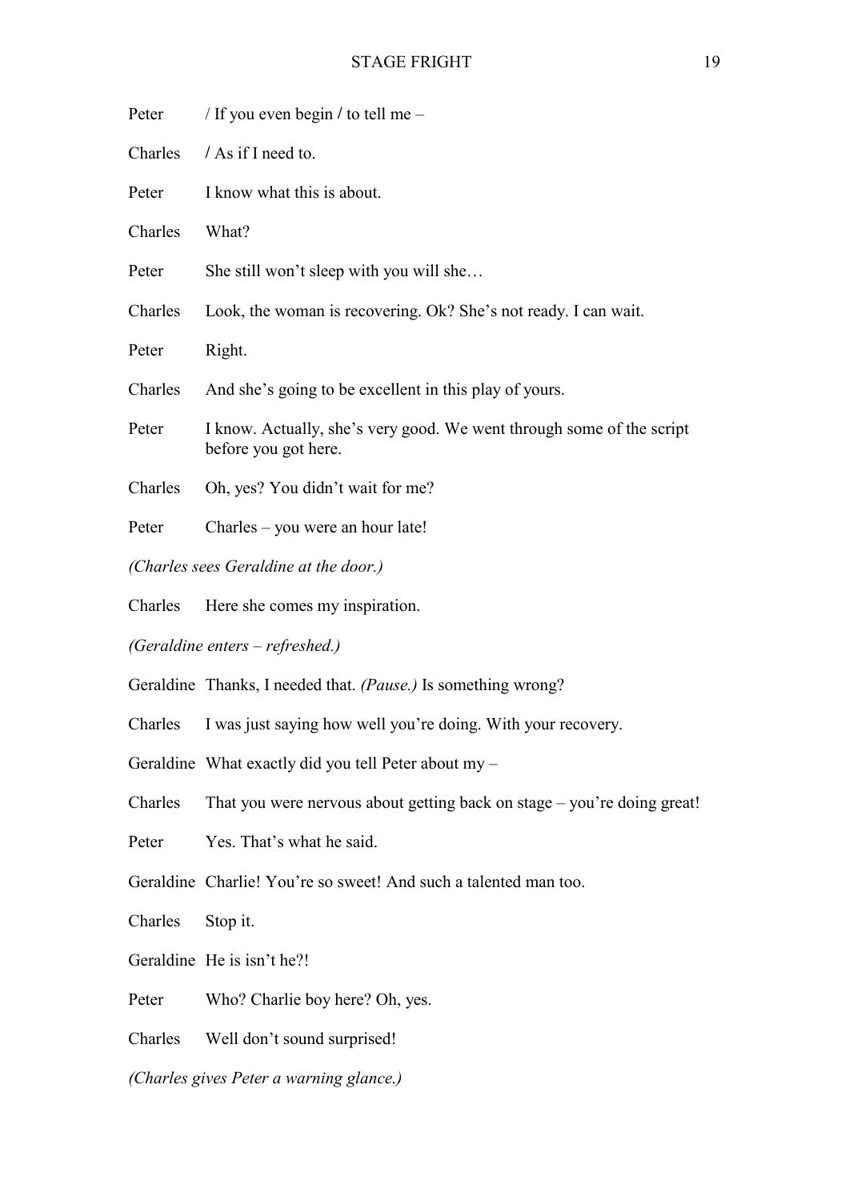Peter / If you even begin / to tell me –

Charles / As if I need to.

Peter I know what this is about.

Charles What?

Peter She still won't sleep with you will she…

Charles Look, the woman is recovering. Ok? She's not ready. I can wait.

Peter Right.

Charles And she's going to be excellent in this play of yours.

Peter I know. Actually, she's very good. We went through some of the script before you got here.

Charles Oh, yes? You didn't wait for me?

Peter Charles – you were an hour late!

*(Charles sees Geraldine at the door.)*

Charles Here she comes my inspiration.

*(Geraldine enters – refreshed.)*

Geraldine Thanks, I needed that. *(Pause.)* Is something wrong?

Charles I was just saying how well you're doing. With your recovery.

Geraldine What exactly did you tell Peter about my –

Charles That you were nervous about getting back on stage – you're doing great!

Peter Yes. That's what he said.

Geraldine Charlie! You're so sweet! And such a talented man too.

Charles Stop it.

Geraldine He is isn't he?!

Peter Who? Charlie boy here? Oh, yes.

Charles Well don't sound surprised!

*(Charles gives Peter a warning glance.)*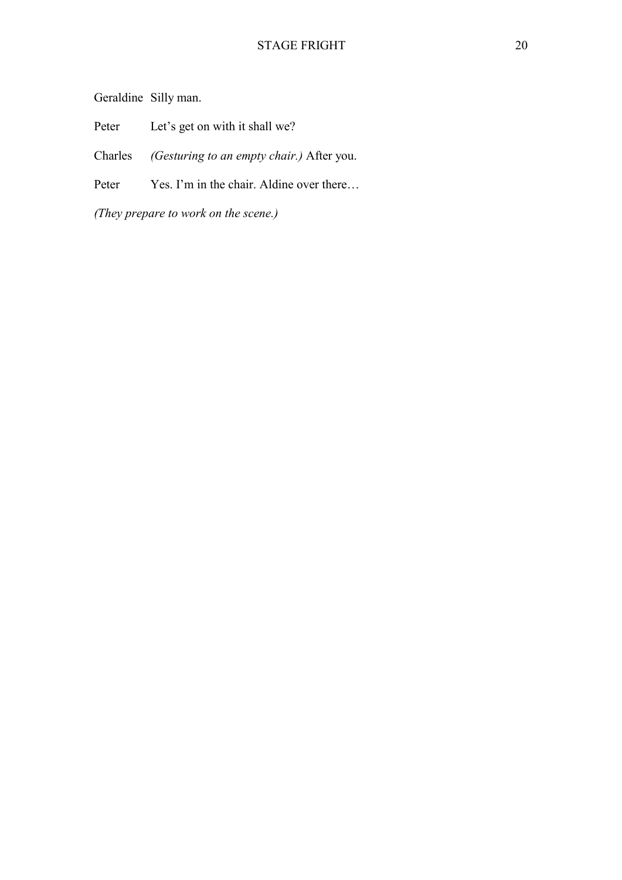Geraldine Silly man.

Peter Let's get on with it shall we?

Charles *(Gesturing to an empty chair.)* After you.

Peter Yes. I'm in the chair. Aldine over there…

*(They prepare to work on the scene.)*